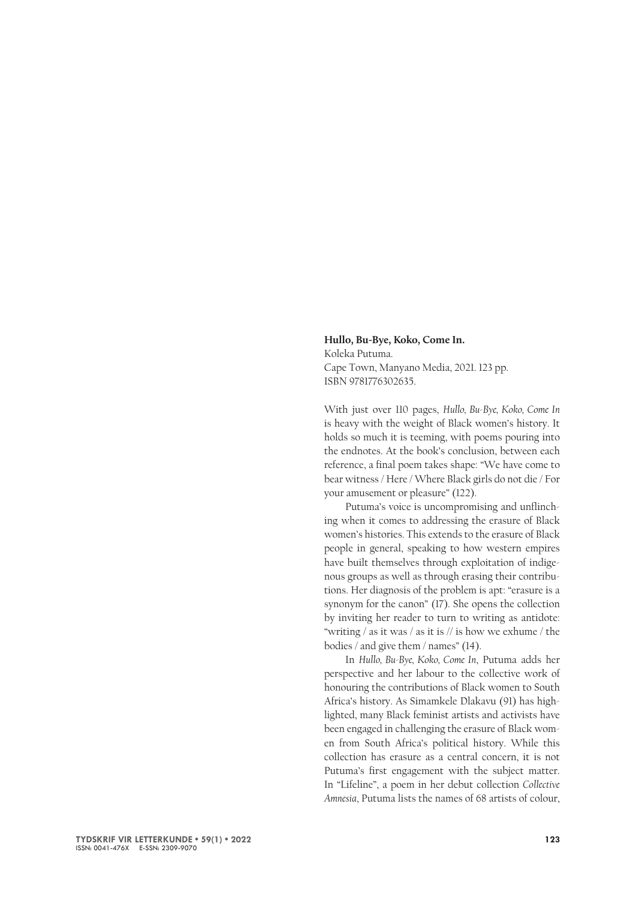**Hullo, Bu-Bye, Koko, Come In.**
Koleka Putuma.
Cape Town, Manyano Media, 2021. 123 pp.
ISBN 9781776302635.

With just over 110 pages, *Hullo, Bu-Bye, Koko, Come In* is heavy with the weight of Black women's history. It holds so much it is teeming, with poems pouring into the endnotes. At the book's conclusion, between each reference, a final poem takes shape: "We have come to bear witness / Here / Where Black girls do not die / For your amusement or pleasure" (122).

Putuma's voice is uncompromising and unflinching when it comes to addressing the erasure of Black women's histories. This extends to the erasure of Black people in general, speaking to how western empires have built themselves through exploitation of indigenous groups as well as through erasing their contributions. Her diagnosis of the problem is apt: "erasure is a synonym for the canon" (17). She opens the collection by inviting her reader to turn to writing as antidote: "writing / as it was / as it is // is how we exhume / the bodies / and give them / names" (14).

In *Hullo, Bu-Bye, Koko, Come In*, Putuma adds her perspective and her labour to the collective work of honouring the contributions of Black women to South Africa's history. As Simamkele Dlakavu (91) has highlighted, many Black feminist artists and activists have been engaged in challenging the erasure of Black women from South Africa's political history. While this collection has erasure as a central concern, it is not Putuma's first engagement with the subject matter. In "Lifeline", a poem in her debut collection *Collective Amnesia*, Putuma lists the names of 68 artists of colour,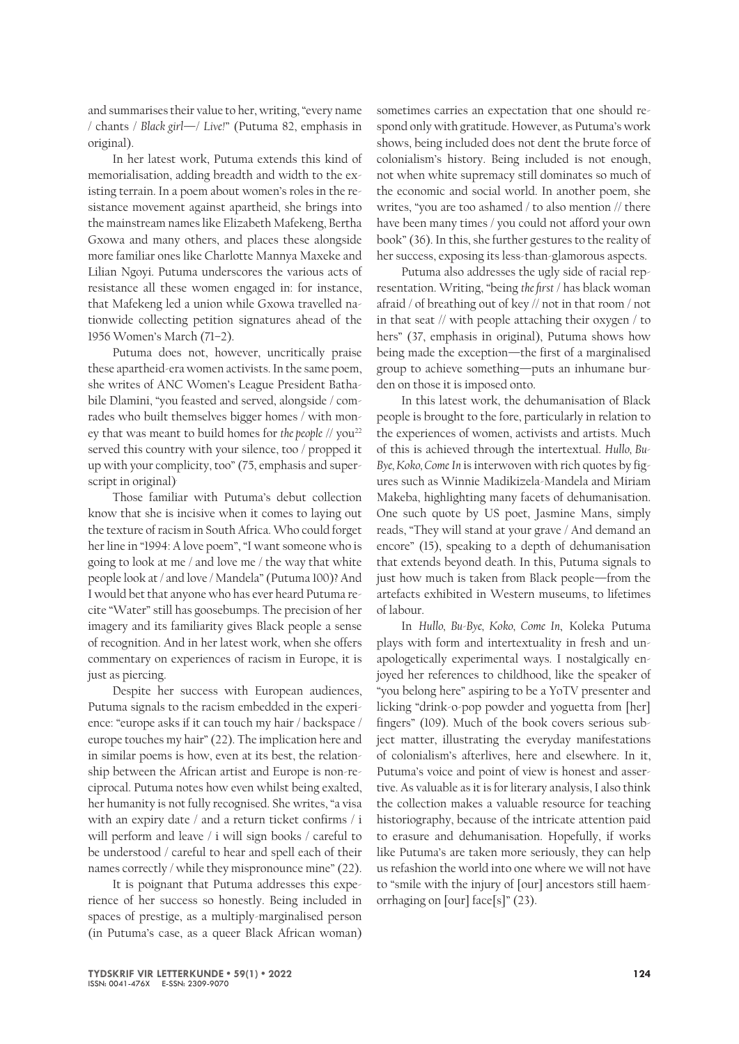and summarises their value to her, writing, "every name / chants / *Black girl*—/ *Live!*" (Putuma 82, emphasis in original).

In her latest work, Putuma extends this kind of memorialisation, adding breadth and width to the existing terrain. In a poem about women's roles in the resistance movement against apartheid, she brings into the mainstream names like Elizabeth Mafekeng, Bertha Gxowa and many others, and places these alongside more familiar ones like Charlotte Mannya Maxeke and Lilian Ngoyi. Putuma underscores the various acts of resistance all these women engaged in: for instance, that Mafekeng led a union while Gxowa travelled nationwide collecting petition signatures ahead of the 1956 Women's March (71–2).

Putuma does not, however, uncritically praise these apartheid-era women activists. In the same poem, she writes of ANC Women's League President Bathabile Dlamini, "you feasted and served, alongside / comrades who built themselves bigger homes / with money that was meant to build homes for *the people* // you[22] served this country with your silence, too / propped it up with your complicity, too" (75, emphasis and superscript in original).

Those familiar with Putuma's debut collection know that she is incisive when it comes to laying out the texture of racism in South Africa. Who could forget her line in "1994: A love poem", "I want someone who is going to look at me / and love me / the way that white people look at / and love / Mandela" (Putuma 100)? And I would bet that anyone who has ever heard Putuma recite "Water" still has goosebumps. The precision of her imagery and its familiarity gives Black people a sense of recognition. And in her latest work, when she offers commentary on experiences of racism in Europe, it is just as piercing.

Despite her success with European audiences, Putuma signals to the racism embedded in the experience: "europe asks if it can touch my hair / backspace / europe touches my hair" (22). The implication here and in similar poems is how, even at its best, the relationship between the African artist and Europe is non-reciprocal. Putuma notes how even whilst being exalted, her humanity is not fully recognised. She writes, "a visa with an expiry date / and a return ticket confirms / i will perform and leave / i will sign books / careful to be understood / careful to hear and spell each of their names correctly / while they mispronounce mine" (22).

It is poignant that Putuma addresses this experience of her success so honestly. Being included in spaces of prestige, as a multiply-marginalised person (in Putuma's case, as a queer Black African woman) sometimes carries an expectation that one should respond only with gratitude. However, as Putuma's work shows, being included does not dent the brute force of colonialism's history. Being included is not enough, not when white supremacy still dominates so much of the economic and social world. In another poem, she writes, "you are too ashamed / to also mention // there have been many times / you could not afford your own book" (36). In this, she further gestures to the reality of her success, exposing its less-than-glamorous aspects.

Putuma also addresses the ugly side of racial representation. Writing, "being *the first* / has black woman afraid / of breathing out of key // not in that room / not in that seat // with people attaching their oxygen / to hers" (37, emphasis in original), Putuma shows how being made the exception—the first of a marginalised group to achieve something—puts an inhumane burden on those it is imposed onto.

In this latest work, the dehumanisation of Black people is brought to the fore, particularly in relation to the experiences of women, activists and artists. Much of this is achieved through the intertextual. *Hullo, Bu-Bye, Koko, Come In* is interwoven with rich quotes by figures such as Winnie Madikizela-Mandela and Miriam Makeba, highlighting many facets of dehumanisation. One such quote by US poet, Jasmine Mans, simply reads, "They will stand at your grave / And demand an encore" (15), speaking to a depth of dehumanisation that extends beyond death. In this, Putuma signals to just how much is taken from Black people—from the artefacts exhibited in Western museums, to lifetimes of labour.

In *Hullo, Bu-Bye, Koko, Come In*, Koleka Putuma plays with form and intertextuality in fresh and unapologetically experimental ways. I nostalgically enjoyed her references to childhood, like the speaker of "you belong here" aspiring to be a YoTV presenter and licking "drink-o-pop powder and yoguetta from [her] fingers" (109). Much of the book covers serious subject matter, illustrating the everyday manifestations of colonialism's afterlives, here and elsewhere. In it, Putuma's voice and point of view is honest and assertive. As valuable as it is for literary analysis, I also think the collection makes a valuable resource for teaching historiography, because of the intricate attention paid to erasure and dehumanisation. Hopefully, if works like Putuma's are taken more seriously, they can help us refashion the world into one where we will not have to "smile with the injury of [our] ancestors still haemorrhaging on [our] face[s]" (23).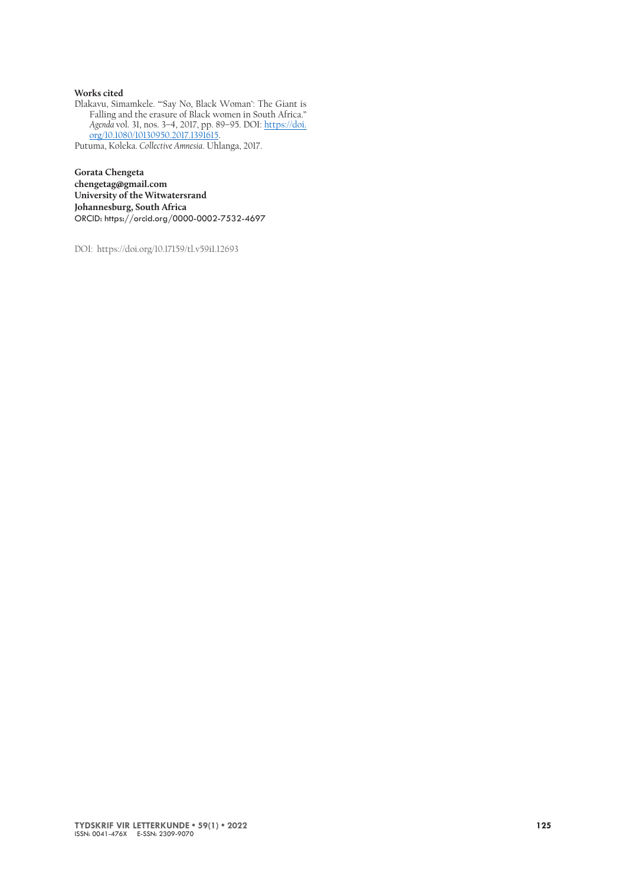### Works cited

Dlakavu, Simamkele. "'Say No, Black Woman': The Giant is Falling and the erasure of Black women in South Africa." *Agenda* vol. 31, nos. 3–4, 2017, pp. 89–95. DOI: https://doi.org/10.1080/10130950.2017.1391615.

Putuma, Koleka. *Collective Amnesia*. Uhlanga, 2017.

**Gorata Chengeta**
**chengetag@gmail.com**
**University of the Witwatersrand**
**Johannesburg, South Africa**
ORCID: https://orcid.org/0000-0002-7532-4697

DOI: https://doi.org/10.17159/tl.v59i1.12693